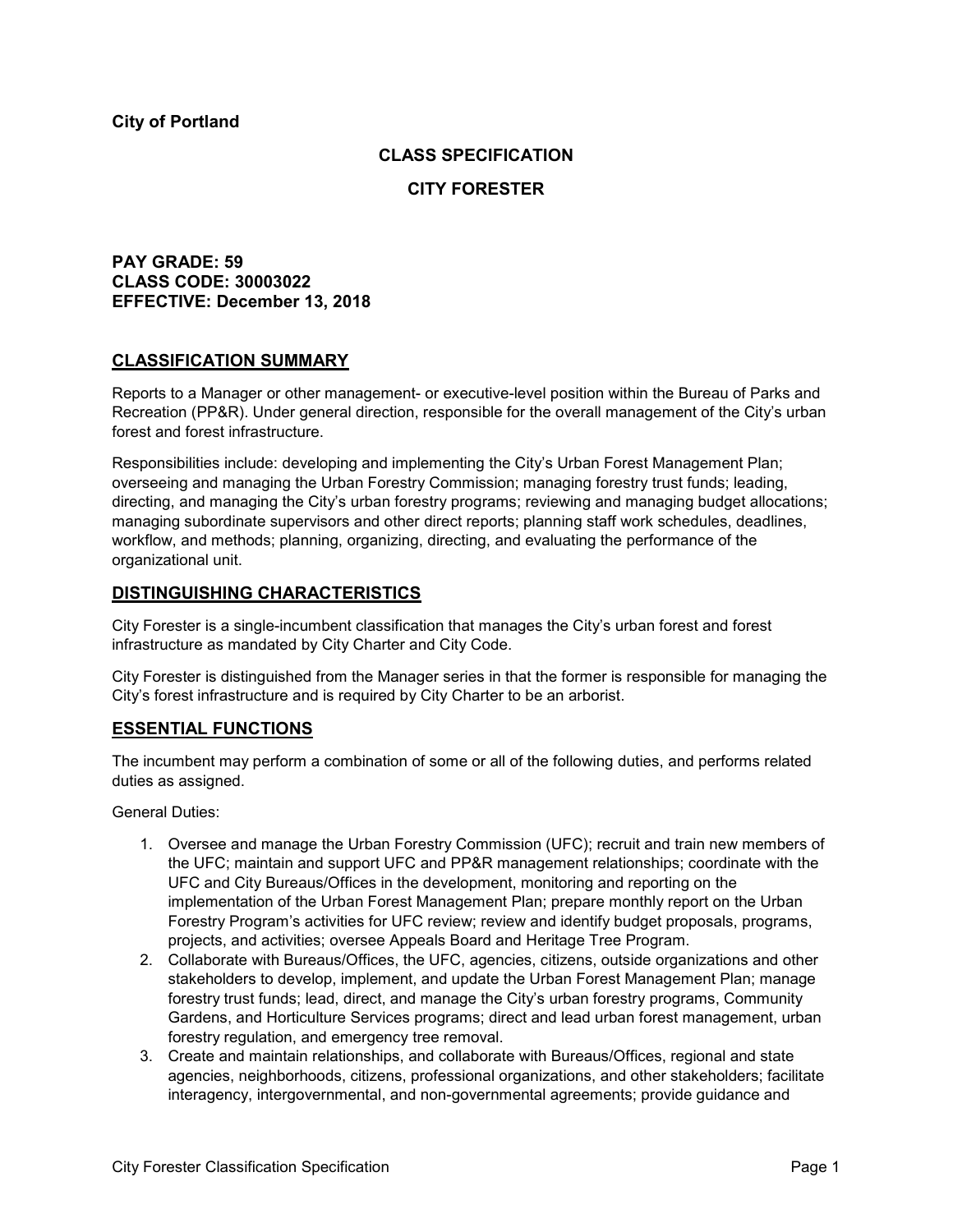**City of Portland**

## CLASS SPECIFICATION

## CITY FORESTER

**PAY GRADE: 59**
**CLASS CODE: 30003022**
**EFFECTIVE: December 13, 2018**

## CLASSIFICATION SUMMARY

Reports to a Manager or other management- or executive-level position within the Bureau of Parks and Recreation (PP&R). Under general direction, responsible for the overall management of the City's urban forest and forest infrastructure.

Responsibilities include: developing and implementing the City's Urban Forest Management Plan; overseeing and managing the Urban Forestry Commission; managing forestry trust funds; leading, directing, and managing the City's urban forestry programs; reviewing and managing budget allocations; managing subordinate supervisors and other direct reports; planning staff work schedules, deadlines, workflow, and methods; planning, organizing, directing, and evaluating the performance of the organizational unit.

## DISTINGUISHING CHARACTERISTICS

City Forester is a single-incumbent classification that manages the City's urban forest and forest infrastructure as mandated by City Charter and City Code.

City Forester is distinguished from the Manager series in that the former is responsible for managing the City's forest infrastructure and is required by City Charter to be an arborist.

## ESSENTIAL FUNCTIONS

The incumbent may perform a combination of some or all of the following duties, and performs related duties as assigned.

General Duties:

1. Oversee and manage the Urban Forestry Commission (UFC); recruit and train new members of the UFC; maintain and support UFC and PP&R management relationships; coordinate with the UFC and City Bureaus/Offices in the development, monitoring and reporting on the implementation of the Urban Forest Management Plan; prepare monthly report on the Urban Forestry Program's activities for UFC review; review and identify budget proposals, programs, projects, and activities; oversee Appeals Board and Heritage Tree Program.
2. Collaborate with Bureaus/Offices, the UFC, agencies, citizens, outside organizations and other stakeholders to develop, implement, and update the Urban Forest Management Plan; manage forestry trust funds; lead, direct, and manage the City's urban forestry programs, Community Gardens, and Horticulture Services programs; direct and lead urban forest management, urban forestry regulation, and emergency tree removal.
3. Create and maintain relationships, and collaborate with Bureaus/Offices, regional and state agencies, neighborhoods, citizens, professional organizations, and other stakeholders; facilitate interagency, intergovernmental, and non-governmental agreements; provide guidance and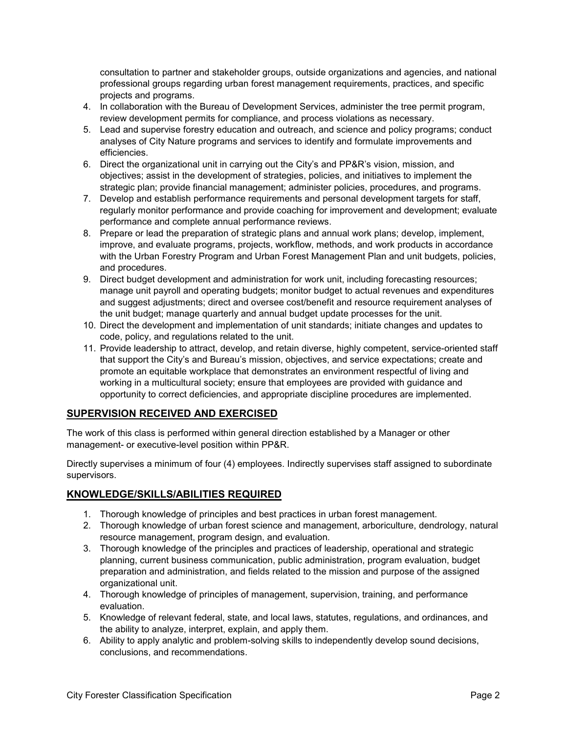consultation to partner and stakeholder groups, outside organizations and agencies, and national professional groups regarding urban forest management requirements, practices, and specific projects and programs.

4. In collaboration with the Bureau of Development Services, administer the tree permit program, review development permits for compliance, and process violations as necessary.
5. Lead and supervise forestry education and outreach, and science and policy programs; conduct analyses of City Nature programs and services to identify and formulate improvements and efficiencies.
6. Direct the organizational unit in carrying out the City's and PP&R's vision, mission, and objectives; assist in the development of strategies, policies, and initiatives to implement the strategic plan; provide financial management; administer policies, procedures, and programs.
7. Develop and establish performance requirements and personal development targets for staff, regularly monitor performance and provide coaching for improvement and development; evaluate performance and complete annual performance reviews.
8. Prepare or lead the preparation of strategic plans and annual work plans; develop, implement, improve, and evaluate programs, projects, workflow, methods, and work products in accordance with the Urban Forestry Program and Urban Forest Management Plan and unit budgets, policies, and procedures.
9. Direct budget development and administration for work unit, including forecasting resources; manage unit payroll and operating budgets; monitor budget to actual revenues and expenditures and suggest adjustments; direct and oversee cost/benefit and resource requirement analyses of the unit budget; manage quarterly and annual budget update processes for the unit.
10. Direct the development and implementation of unit standards; initiate changes and updates to code, policy, and regulations related to the unit.
11. Provide leadership to attract, develop, and retain diverse, highly competent, service-oriented staff that support the City's and Bureau's mission, objectives, and service expectations; create and promote an equitable workplace that demonstrates an environment respectful of living and working in a multicultural society; ensure that employees are provided with guidance and opportunity to correct deficiencies, and appropriate discipline procedures are implemented.

## SUPERVISION RECEIVED AND EXERCISED

The work of this class is performed within general direction established by a Manager or other management- or executive-level position within PP&R.

Directly supervises a minimum of four (4) employees. Indirectly supervises staff assigned to subordinate supervisors.

## KNOWLEDGE/SKILLS/ABILITIES REQUIRED

1. Thorough knowledge of principles and best practices in urban forest management.
2. Thorough knowledge of urban forest science and management, arboriculture, dendrology, natural resource management, program design, and evaluation.
3. Thorough knowledge of the principles and practices of leadership, operational and strategic planning, current business communication, public administration, program evaluation, budget preparation and administration, and fields related to the mission and purpose of the assigned organizational unit.
4. Thorough knowledge of principles of management, supervision, training, and performance evaluation.
5. Knowledge of relevant federal, state, and local laws, statutes, regulations, and ordinances, and the ability to analyze, interpret, explain, and apply them.
6. Ability to apply analytic and problem-solving skills to independently develop sound decisions, conclusions, and recommendations.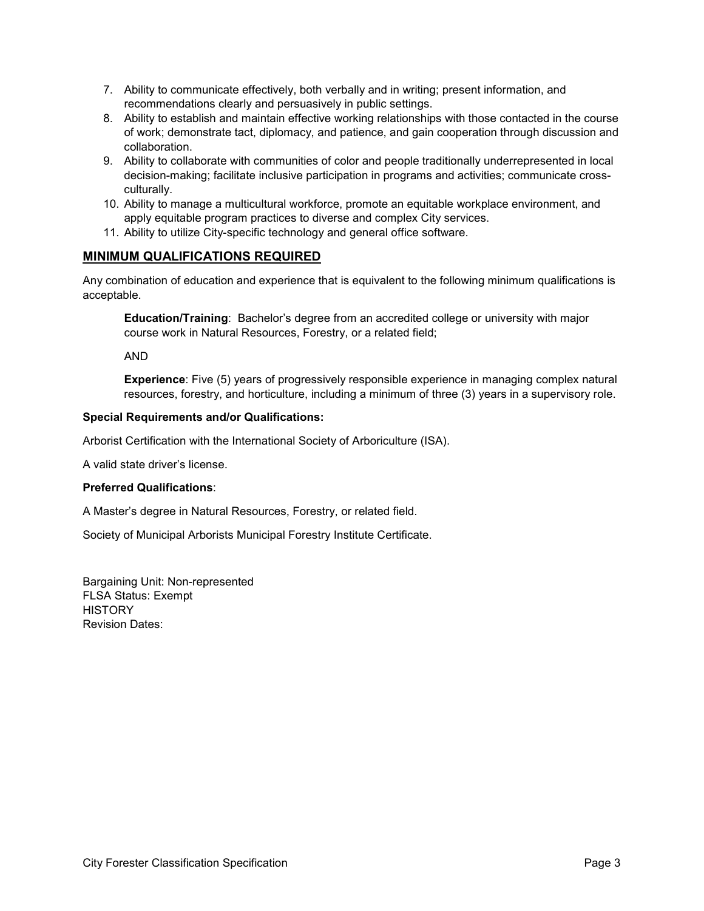7. Ability to communicate effectively, both verbally and in writing; present information, and recommendations clearly and persuasively in public settings.
8. Ability to establish and maintain effective working relationships with those contacted in the course of work; demonstrate tact, diplomacy, and patience, and gain cooperation through discussion and collaboration.
9. Ability to collaborate with communities of color and people traditionally underrepresented in local decision-making; facilitate inclusive participation in programs and activities; communicate cross-culturally.
10. Ability to manage a multicultural workforce, promote an equitable workplace environment, and apply equitable program practices to diverse and complex City services.
11. Ability to utilize City-specific technology and general office software.

## MINIMUM QUALIFICATIONS REQUIRED

Any combination of education and experience that is equivalent to the following minimum qualifications is acceptable.

> **Education/Training**: Bachelor's degree from an accredited college or university with major course work in Natural Resources, Forestry, or a related field;
>
> AND
>
> **Experience**: Five (5) years of progressively responsible experience in managing complex natural resources, forestry, and horticulture, including a minimum of three (3) years in a supervisory role.

**Special Requirements and/or Qualifications:**

Arborist Certification with the International Society of Arboriculture (ISA).

A valid state driver's license.

**Preferred Qualifications**:

A Master's degree in Natural Resources, Forestry, or related field.

Society of Municipal Arborists Municipal Forestry Institute Certificate.

Bargaining Unit: Non-represented
FLSA Status: Exempt
HISTORY
Revision Dates: